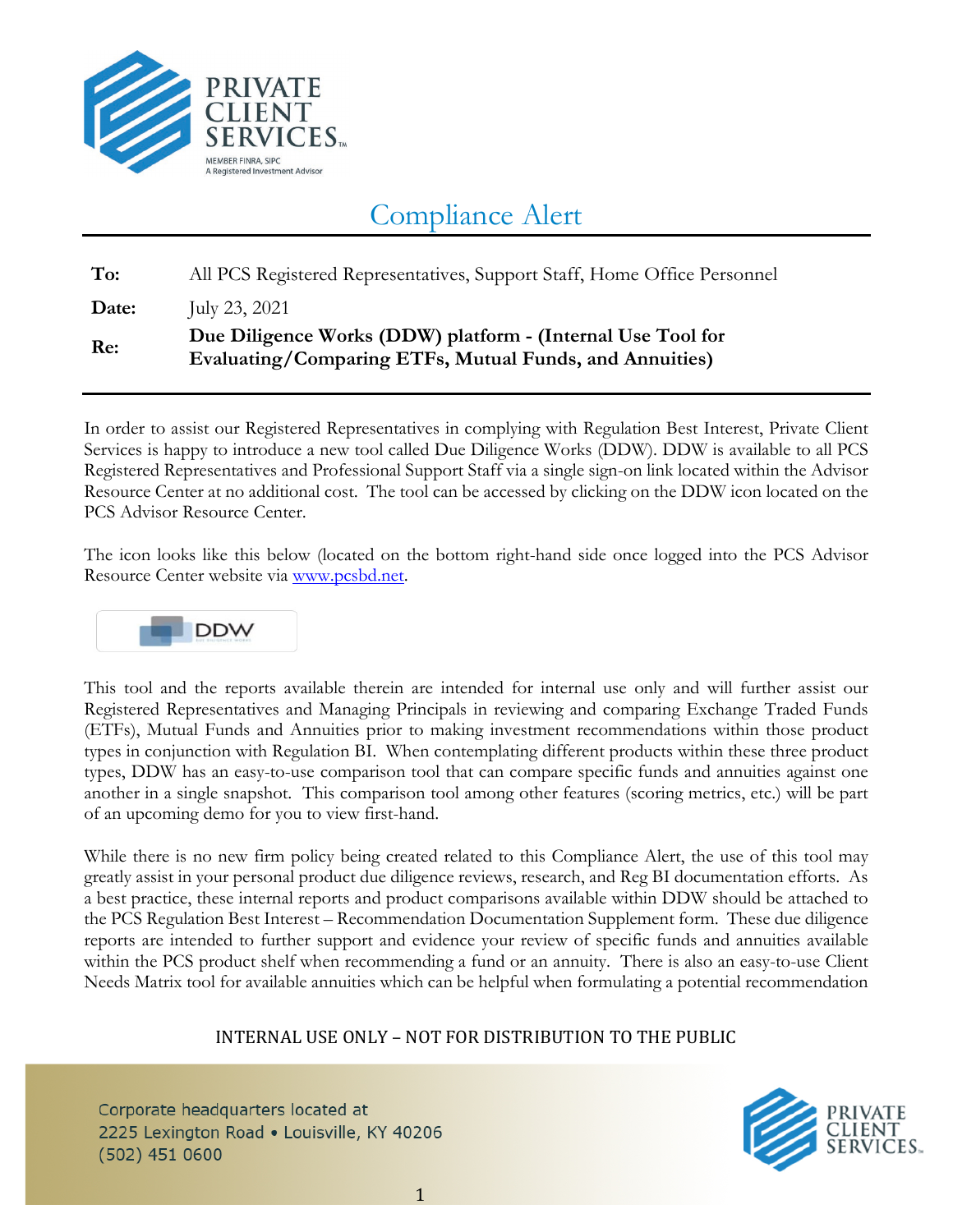# Compliance Alert

| | |
|---|---|
| **To:** | All PCS Registered Representatives, Support Staff, Home Office Personnel |
| **Date:** | July 23, 2021 |
| **Re:** | **Due Diligence Works (DDW) platform - (Internal Use Tool for Evaluating/Comparing ETFs, Mutual Funds, and Annuities)** |

In order to assist our Registered Representatives in complying with Regulation Best Interest, Private Client Services is happy to introduce a new tool called Due Diligence Works (DDW). DDW is available to all PCS Registered Representatives and Professional Support Staff via a single sign-on link located within the Advisor Resource Center at no additional cost. The tool can be accessed by clicking on the DDW icon located on the PCS Advisor Resource Center.

The icon looks like this below (located on the bottom right-hand side once logged into the PCS Advisor Resource Center website via www.pcsbd.net.

This tool and the reports available therein are intended for internal use only and will further assist our Registered Representatives and Managing Principals in reviewing and comparing Exchange Traded Funds (ETFs), Mutual Funds and Annuities prior to making investment recommendations within those product types in conjunction with Regulation BI. When contemplating different products within these three product types, DDW has an easy-to-use comparison tool that can compare specific funds and annuities against one another in a single snapshot. This comparison tool among other features (scoring metrics, etc.) will be part of an upcoming demo for you to view first-hand.

While there is no new firm policy being created related to this Compliance Alert, the use of this tool may greatly assist in your personal product due diligence reviews, research, and Reg BI documentation efforts. As a best practice, these internal reports and product comparisons available within DDW should be attached to the PCS Regulation Best Interest – Recommendation Documentation Supplement form. These due diligence reports are intended to further support and evidence your review of specific funds and annuities available within the PCS product shelf when recommending a fund or an annuity. There is also an easy-to-use Client Needs Matrix tool for available annuities which can be helpful when formulating a potential recommendation

INTERNAL USE ONLY – NOT FOR DISTRIBUTION TO THE PUBLIC

Corporate headquarters located at
2225 Lexington Road • Louisville, KY 40206
(502) 451 0600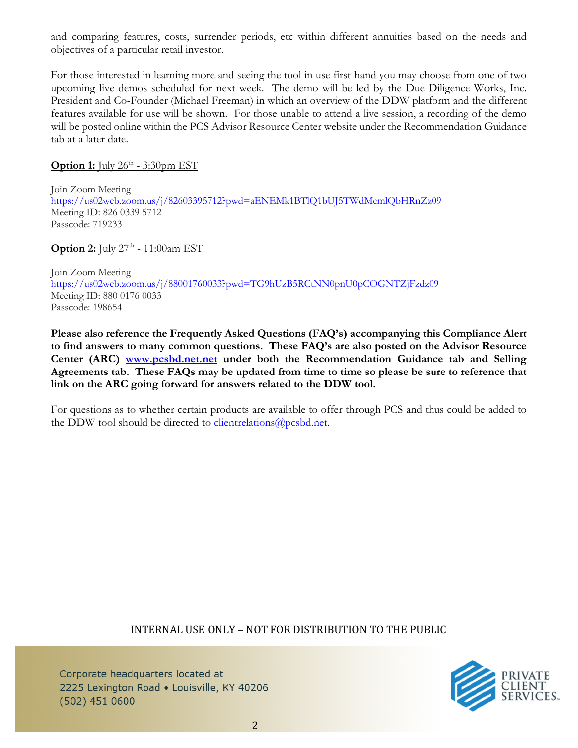and comparing features, costs, surrender periods, etc within different annuities based on the needs and objectives of a particular retail investor.

For those interested in learning more and seeing the tool in use first-hand you may choose from one of two upcoming live demos scheduled for next week. The demo will be led by the Due Diligence Works, Inc. President and Co-Founder (Michael Freeman) in which an overview of the DDW platform and the different features available for use will be shown. For those unable to attend a live session, a recording of the demo will be posted online within the PCS Advisor Resource Center website under the Recommendation Guidance tab at a later date.

**Option 1:** July 26th - 3:30pm EST

Join Zoom Meeting
https://us02web.zoom.us/j/82603395712?pwd=aENEMk1BTlQ1bUJ5TWdMcmlQbHRnZz09
Meeting ID: 826 0339 5712
Passcode: 719233

**Option 2:** July 27th - 11:00am EST

Join Zoom Meeting
https://us02web.zoom.us/j/88001760033?pwd=TG9hUzB5RCtNN0pnU0pCOGNTZjFzdz09
Meeting ID: 880 0176 0033
Passcode: 198654

**Please also reference the Frequently Asked Questions (FAQ's) accompanying this Compliance Alert to find answers to many common questions. These FAQ's are also posted on the Advisor Resource Center (ARC) www.pcsbd.net.net under both the Recommendation Guidance tab and Selling Agreements tab. These FAQs may be updated from time to time so please be sure to reference that link on the ARC going forward for answers related to the DDW tool.**

For questions as to whether certain products are available to offer through PCS and thus could be added to the DDW tool should be directed to clientrelations@pcsbd.net.

INTERNAL USE ONLY – NOT FOR DISTRIBUTION TO THE PUBLIC

Corporate headquarters located at
2225 Lexington Road • Louisville, KY 40206
(502) 451 0600

PRIVATE CLIENT SERVICES